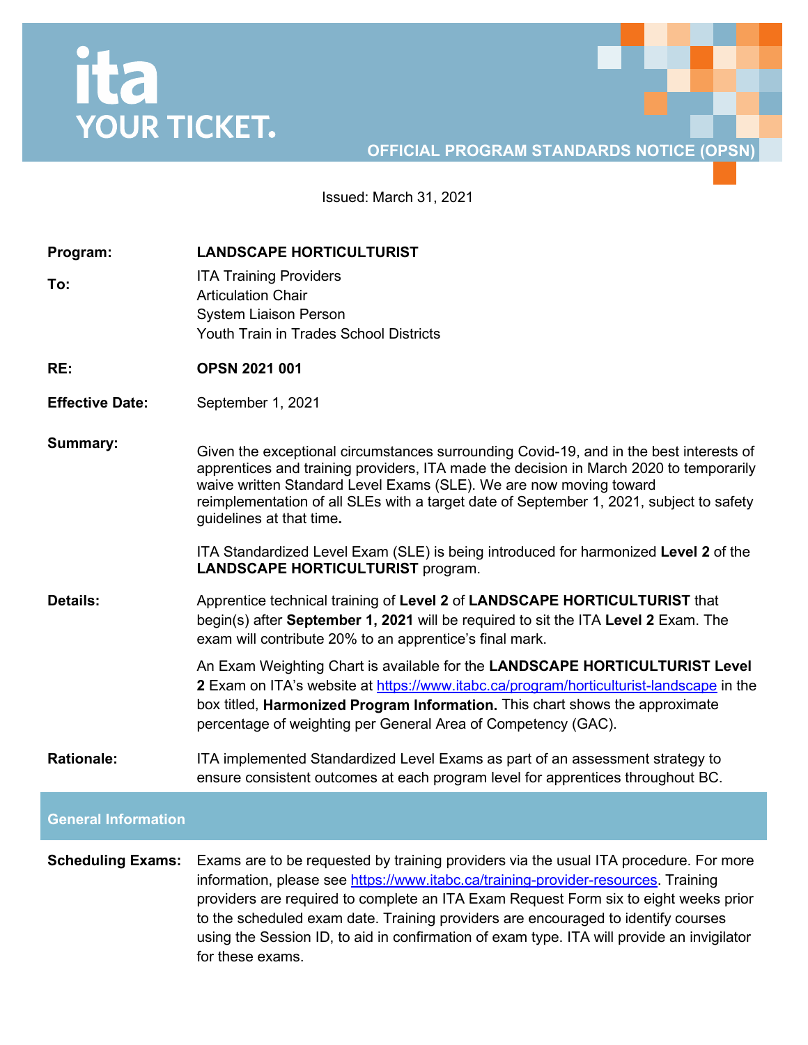ita
YOUR TICKET.

**OFFICIAL PROGRAM STANDARDS NOTICE (OPSN)**

Issued: March 31, 2021

**Program:** **LANDSCAPE HORTICULTURIST**

**To:** ITA Training Providers
Articulation Chair
System Liaison Person
Youth Train in Trades School Districts

**RE:** **OPSN 2021 001**

**Effective Date:** September 1, 2021

**Summary:** Given the exceptional circumstances surrounding Covid-19, and in the best interests of apprentices and training providers, ITA made the decision in March 2020 to temporarily waive written Standard Level Exams (SLE). We are now moving toward reimplementation of all SLEs with a target date of September 1, 2021, subject to safety guidelines at that time**.**

ITA Standardized Level Exam (SLE) is being introduced for harmonized **Level 2** of the **LANDSCAPE HORTICULTURIST** program.

**Details:** Apprentice technical training of **Level 2** of **LANDSCAPE HORTICULTURIST** that begin(s) after **September 1, 2021** will be required to sit the ITA **Level 2** Exam. The exam will contribute 20% to an apprentice's final mark.

An Exam Weighting Chart is available for the **LANDSCAPE HORTICULTURIST Level 2** Exam on ITA's website at https://www.itabc.ca/program/horticulturist-landscape in the box titled, **Harmonized Program Information.** This chart shows the approximate percentage of weighting per General Area of Competency (GAC).

**Rationale:** ITA implemented Standardized Level Exams as part of an assessment strategy to ensure consistent outcomes at each program level for apprentices throughout BC.

## General Information

**Scheduling Exams:** Exams are to be requested by training providers via the usual ITA procedure. For more information, please see https://www.itabc.ca/training-provider-resources. Training providers are required to complete an ITA Exam Request Form six to eight weeks prior to the scheduled exam date. Training providers are encouraged to identify courses using the Session ID, to aid in confirmation of exam type. ITA will provide an invigilator for these exams.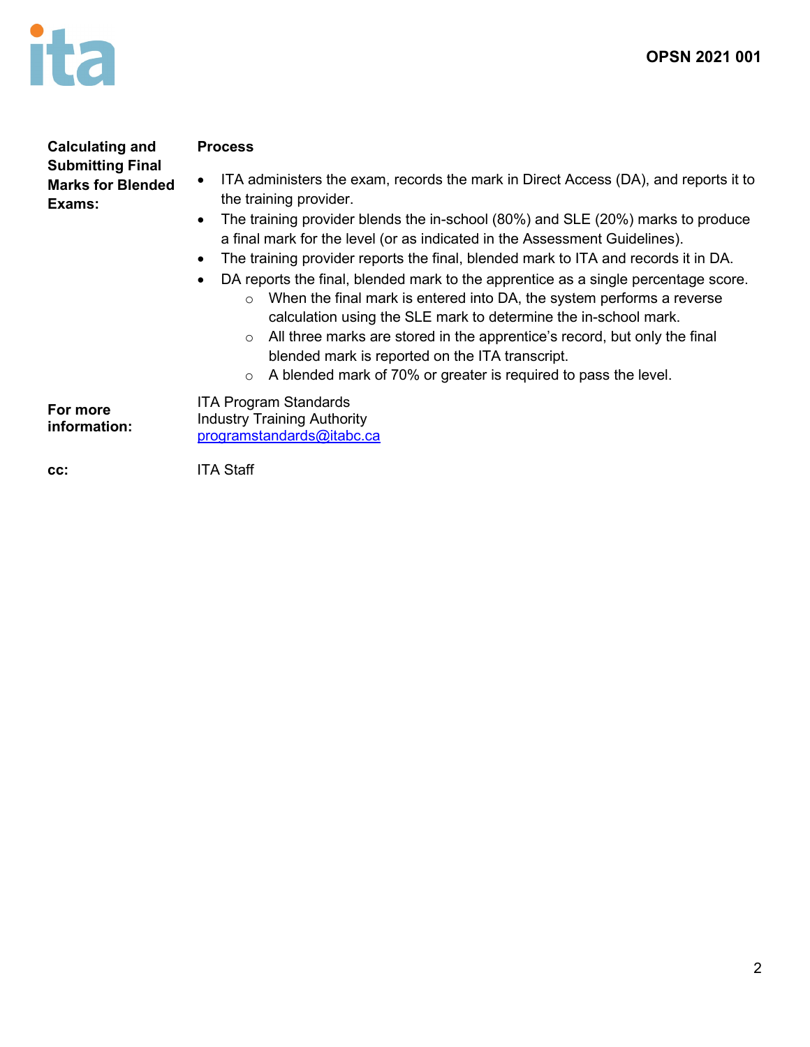**Calculating and Submitting Final Marks for Blended Exams:**

**Process**

- ITA administers the exam, records the mark in Direct Access (DA), and reports it to the training provider.
- The training provider blends the in-school (80%) and SLE (20%) marks to produce a final mark for the level (or as indicated in the Assessment Guidelines).
- The training provider reports the final, blended mark to ITA and records it in DA.
- DA reports the final, blended mark to the apprentice as a single percentage score.
  - When the final mark is entered into DA, the system performs a reverse calculation using the SLE mark to determine the in-school mark.
  - All three marks are stored in the apprentice's record, but only the final blended mark is reported on the ITA transcript.
  - A blended mark of 70% or greater is required to pass the level.

**For more information:**

ITA Program Standards
Industry Training Authority
programstandards@itabc.ca

**cc:**

ITA Staff